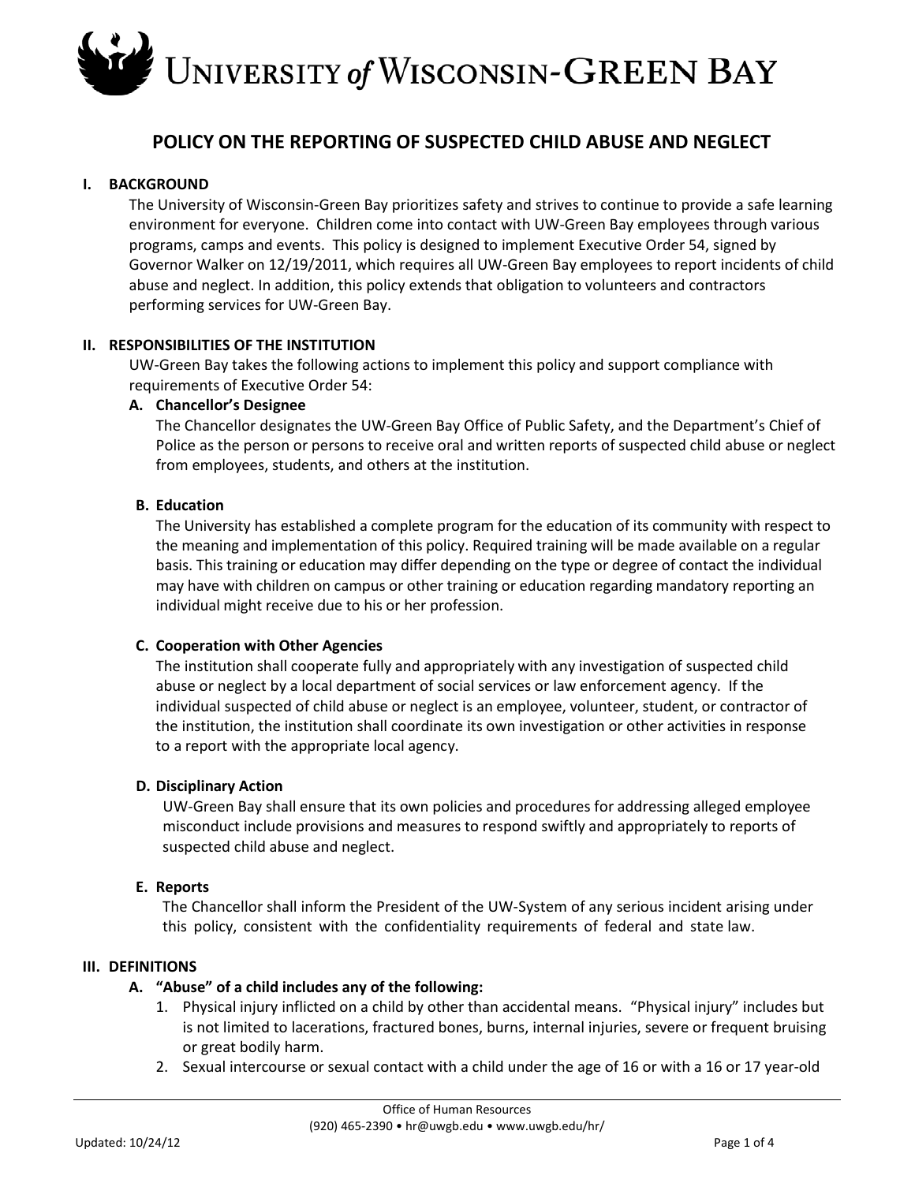# University *of* Wisconsin-Green Bay

## POLICY ON THE REPORTING OF SUSPECTED CHILD ABUSE AND NEGLECT

### I. BACKGROUND

The University of Wisconsin-Green Bay prioritizes safety and strives to continue to provide a safe learning environment for everyone. Children come into contact with UW-Green Bay employees through various programs, camps and events. This policy is designed to implement Executive Order 54, signed by Governor Walker on 12/19/2011, which requires all UW-Green Bay employees to report incidents of child abuse and neglect. In addition, this policy extends that obligation to volunteers and contractors performing services for UW-Green Bay.

### II. RESPONSIBILITIES OF THE INSTITUTION

UW-Green Bay takes the following actions to implement this policy and support compliance with requirements of Executive Order 54:

#### A. Chancellor's Designee

The Chancellor designates the UW-Green Bay Office of Public Safety, and the Department's Chief of Police as the person or persons to receive oral and written reports of suspected child abuse or neglect from employees, students, and others at the institution.

#### B. Education

The University has established a complete program for the education of its community with respect to the meaning and implementation of this policy. Required training will be made available on a regular basis. This training or education may differ depending on the type or degree of contact the individual may have with children on campus or other training or education regarding mandatory reporting an individual might receive due to his or her profession.

#### C. Cooperation with Other Agencies

The institution shall cooperate fully and appropriately with any investigation of suspected child abuse or neglect by a local department of social services or law enforcement agency. If the individual suspected of child abuse or neglect is an employee, volunteer, student, or contractor of the institution, the institution shall coordinate its own investigation or other activities in response to a report with the appropriate local agency.

#### D. Disciplinary Action

UW-Green Bay shall ensure that its own policies and procedures for addressing alleged employee misconduct include provisions and measures to respond swiftly and appropriately to reports of suspected child abuse and neglect.

#### E. Reports

The Chancellor shall inform the President of the UW-System of any serious incident arising under this policy, consistent with the confidentiality requirements of federal and state law.

### III. DEFINITIONS

#### A. "Abuse" of a child includes any of the following:

1. Physical injury inflicted on a child by other than accidental means. "Physical injury" includes but is not limited to lacerations, fractured bones, burns, internal injuries, severe or frequent bruising or great bodily harm.
2. Sexual intercourse or sexual contact with a child under the age of 16 or with a 16 or 17 year-old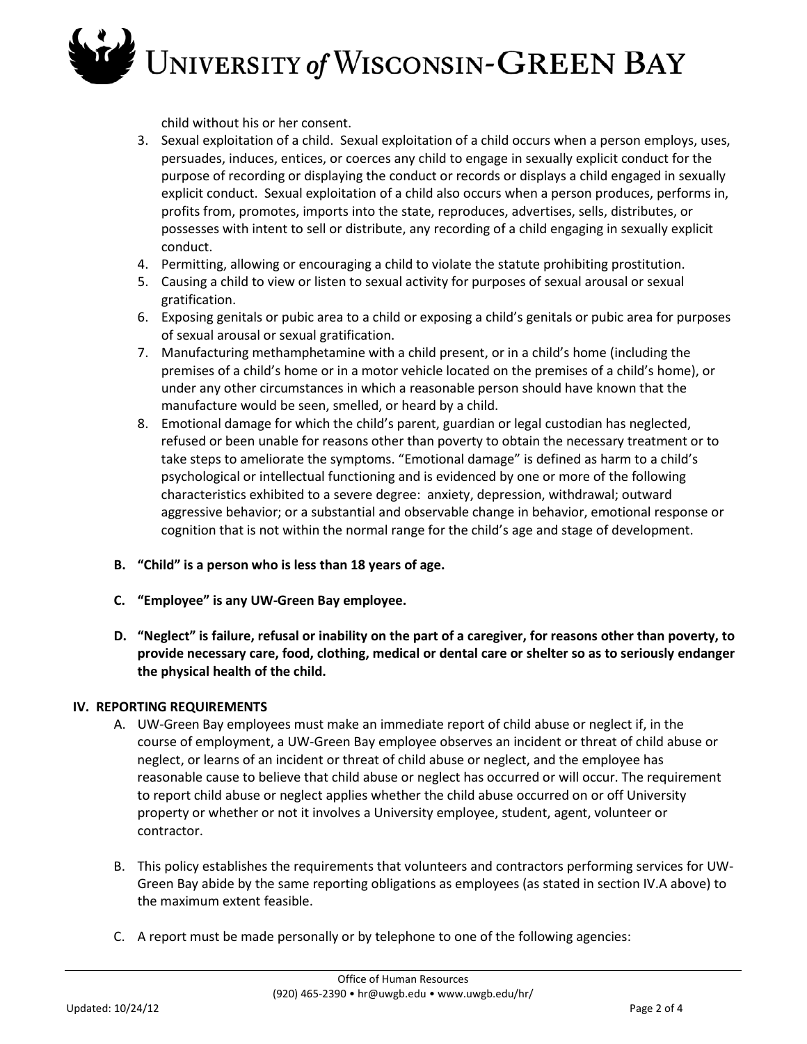child without his or her consent.

3. Sexual exploitation of a child. Sexual exploitation of a child occurs when a person employs, uses, persuades, induces, entices, or coerces any child to engage in sexually explicit conduct for the purpose of recording or displaying the conduct or records or displays a child engaged in sexually explicit conduct. Sexual exploitation of a child also occurs when a person produces, performs in, profits from, promotes, imports into the state, reproduces, advertises, sells, distributes, or possesses with intent to sell or distribute, any recording of a child engaging in sexually explicit conduct.
4. Permitting, allowing or encouraging a child to violate the statute prohibiting prostitution.
5. Causing a child to view or listen to sexual activity for purposes of sexual arousal or sexual gratification.
6. Exposing genitals or pubic area to a child or exposing a child's genitals or pubic area for purposes of sexual arousal or sexual gratification.
7. Manufacturing methamphetamine with a child present, or in a child's home (including the premises of a child's home or in a motor vehicle located on the premises of a child's home), or under any other circumstances in which a reasonable person should have known that the manufacture would be seen, smelled, or heard by a child.
8. Emotional damage for which the child's parent, guardian or legal custodian has neglected, refused or been unable for reasons other than poverty to obtain the necessary treatment or to take steps to ameliorate the symptoms. "Emotional damage" is defined as harm to a child's psychological or intellectual functioning and is evidenced by one or more of the following characteristics exhibited to a severe degree: anxiety, depression, withdrawal; outward aggressive behavior; or a substantial and observable change in behavior, emotional response or cognition that is not within the normal range for the child's age and stage of development.

**B. "Child" is a person who is less than 18 years of age.**

**C. "Employee" is any UW-Green Bay employee.**

**D. "Neglect" is failure, refusal or inability on the part of a caregiver, for reasons other than poverty, to provide necessary care, food, clothing, medical or dental care or shelter so as to seriously endanger the physical health of the child.**

## IV. REPORTING REQUIREMENTS

A. UW-Green Bay employees must make an immediate report of child abuse or neglect if, in the course of employment, a UW-Green Bay employee observes an incident or threat of child abuse or neglect, or learns of an incident or threat of child abuse or neglect, and the employee has reasonable cause to believe that child abuse or neglect has occurred or will occur. The requirement to report child abuse or neglect applies whether the child abuse occurred on or off University property or whether or not it involves a University employee, student, agent, volunteer or contractor.

B. This policy establishes the requirements that volunteers and contractors performing services for UW-Green Bay abide by the same reporting obligations as employees (as stated in section IV.A above) to the maximum extent feasible.

C. A report must be made personally or by telephone to one of the following agencies: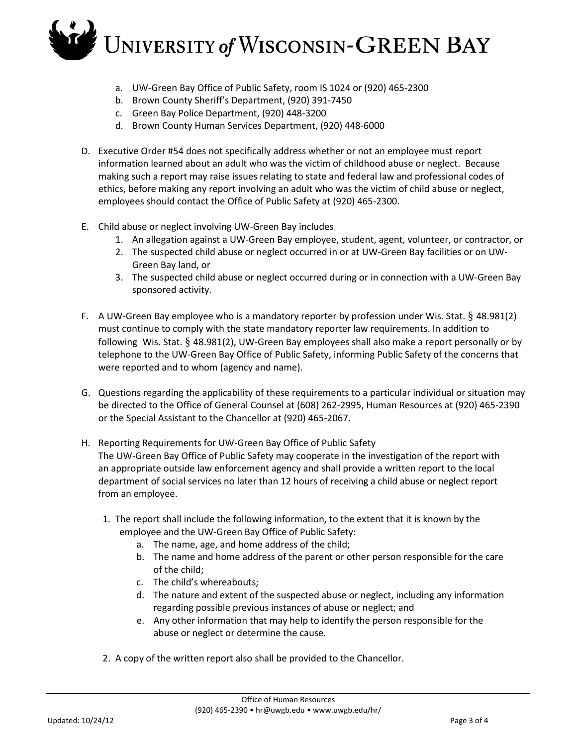a. UW-Green Bay Office of Public Safety, room IS 1024 or (920) 465-2300
   b. Brown County Sheriff's Department, (920) 391-7450
   c. Green Bay Police Department, (920) 448-3200
   d. Brown County Human Services Department, (920) 448-6000

D. Executive Order #54 does not specifically address whether or not an employee must report information learned about an adult who was the victim of childhood abuse or neglect. Because making such a report may raise issues relating to state and federal law and professional codes of ethics, before making any report involving an adult who was the victim of child abuse or neglect, employees should contact the Office of Public Safety at (920) 465-2300.

E. Child abuse or neglect involving UW-Green Bay includes
   1. An allegation against a UW-Green Bay employee, student, agent, volunteer, or contractor, or
   2. The suspected child abuse or neglect occurred in or at UW-Green Bay facilities or on UW-Green Bay land, or
   3. The suspected child abuse or neglect occurred during or in connection with a UW-Green Bay sponsored activity.

F. A UW-Green Bay employee who is a mandatory reporter by profession under Wis. Stat. § 48.981(2) must continue to comply with the state mandatory reporter law requirements. In addition to following Wis. Stat. § 48.981(2), UW-Green Bay employees shall also make a report personally or by telephone to the UW-Green Bay Office of Public Safety, informing Public Safety of the concerns that were reported and to whom (agency and name).

G. Questions regarding the applicability of these requirements to a particular individual or situation may be directed to the Office of General Counsel at (608) 262-2995, Human Resources at (920) 465-2390 or the Special Assistant to the Chancellor at (920) 465-2067.

H. Reporting Requirements for UW-Green Bay Office of Public Safety
   The UW-Green Bay Office of Public Safety may cooperate in the investigation of the report with an appropriate outside law enforcement agency and shall provide a written report to the local department of social services no later than 12 hours of receiving a child abuse or neglect report from an employee.

   1. The report shall include the following information, to the extent that it is known by the employee and the UW-Green Bay Office of Public Safety:
      a. The name, age, and home address of the child;
      b. The name and home address of the parent or other person responsible for the care of the child;
      c. The child's whereabouts;
      d. The nature and extent of the suspected abuse or neglect, including any information regarding possible previous instances of abuse or neglect; and
      e. Any other information that may help to identify the person responsible for the abuse or neglect or determine the cause.

   2. A copy of the written report also shall be provided to the Chancellor.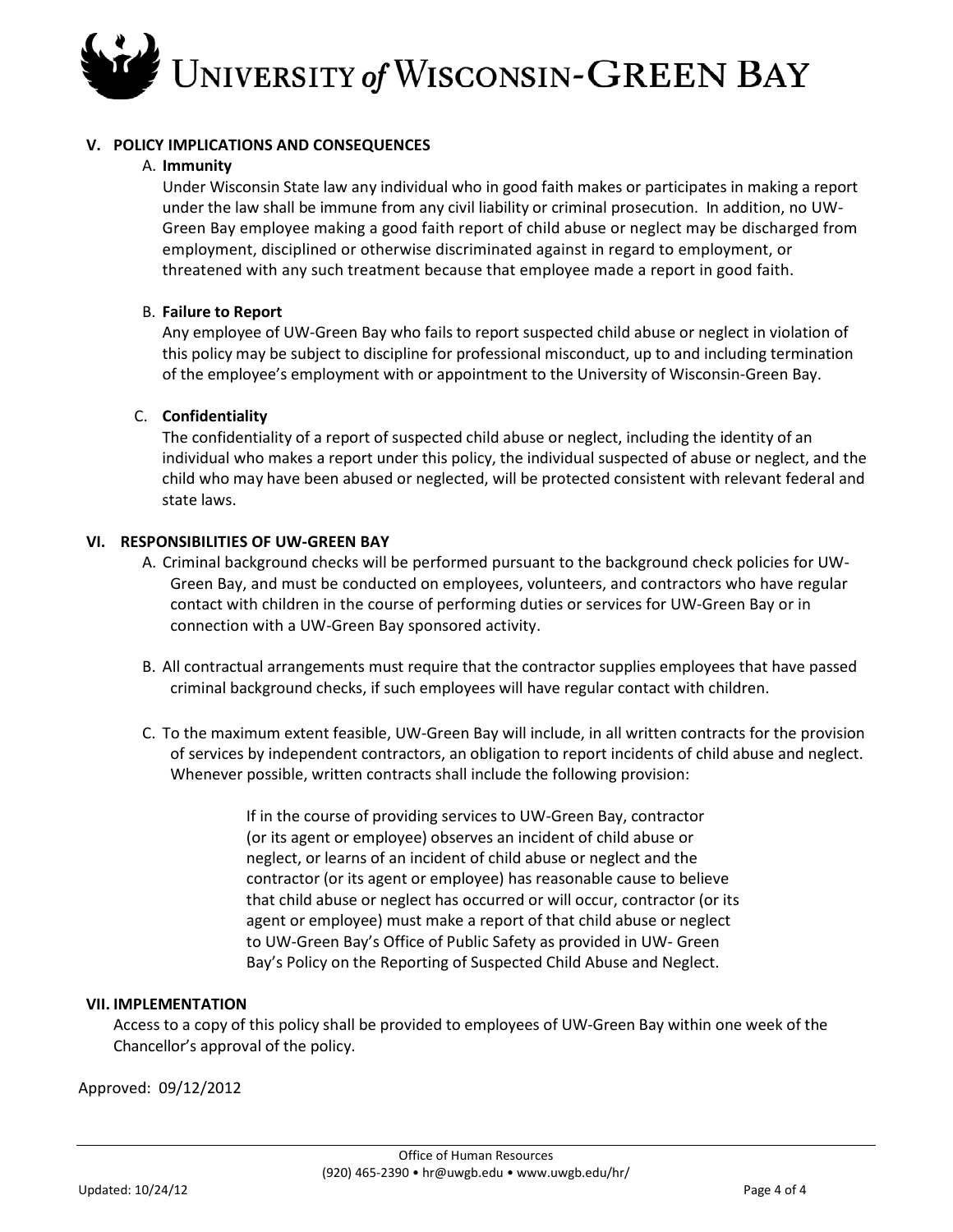## V. POLICY IMPLICATIONS AND CONSEQUENCES

### A. Immunity

Under Wisconsin State law any individual who in good faith makes or participates in making a report under the law shall be immune from any civil liability or criminal prosecution. In addition, no UW-Green Bay employee making a good faith report of child abuse or neglect may be discharged from employment, disciplined or otherwise discriminated against in regard to employment, or threatened with any such treatment because that employee made a report in good faith.

### B. Failure to Report

Any employee of UW-Green Bay who fails to report suspected child abuse or neglect in violation of this policy may be subject to discipline for professional misconduct, up to and including termination of the employee's employment with or appointment to the University of Wisconsin-Green Bay.

### C. Confidentiality

The confidentiality of a report of suspected child abuse or neglect, including the identity of an individual who makes a report under this policy, the individual suspected of abuse or neglect, and the child who may have been abused or neglected, will be protected consistent with relevant federal and state laws.

## VI. RESPONSIBILITIES OF UW-GREEN BAY

A. Criminal background checks will be performed pursuant to the background check policies for UW-Green Bay, and must be conducted on employees, volunteers, and contractors who have regular contact with children in the course of performing duties or services for UW-Green Bay or in connection with a UW-Green Bay sponsored activity.

B. All contractual arrangements must require that the contractor supplies employees that have passed criminal background checks, if such employees will have regular contact with children.

C. To the maximum extent feasible, UW-Green Bay will include, in all written contracts for the provision of services by independent contractors, an obligation to report incidents of child abuse and neglect. Whenever possible, written contracts shall include the following provision:

> If in the course of providing services to UW-Green Bay, contractor (or its agent or employee) observes an incident of child abuse or neglect, or learns of an incident of child abuse or neglect and the contractor (or its agent or employee) has reasonable cause to believe that child abuse or neglect has occurred or will occur, contractor (or its agent or employee) must make a report of that child abuse or neglect to UW-Green Bay's Office of Public Safety as provided in UW- Green Bay's Policy on the Reporting of Suspected Child Abuse and Neglect.

## VII. IMPLEMENTATION

Access to a copy of this policy shall be provided to employees of UW-Green Bay within one week of the Chancellor's approval of the policy.

Approved: 09/12/2012

Office of Human Resources
(920) 465-2390 • hr@uwgb.edu • www.uwgb.edu/hr/

Updated: 10/24/12